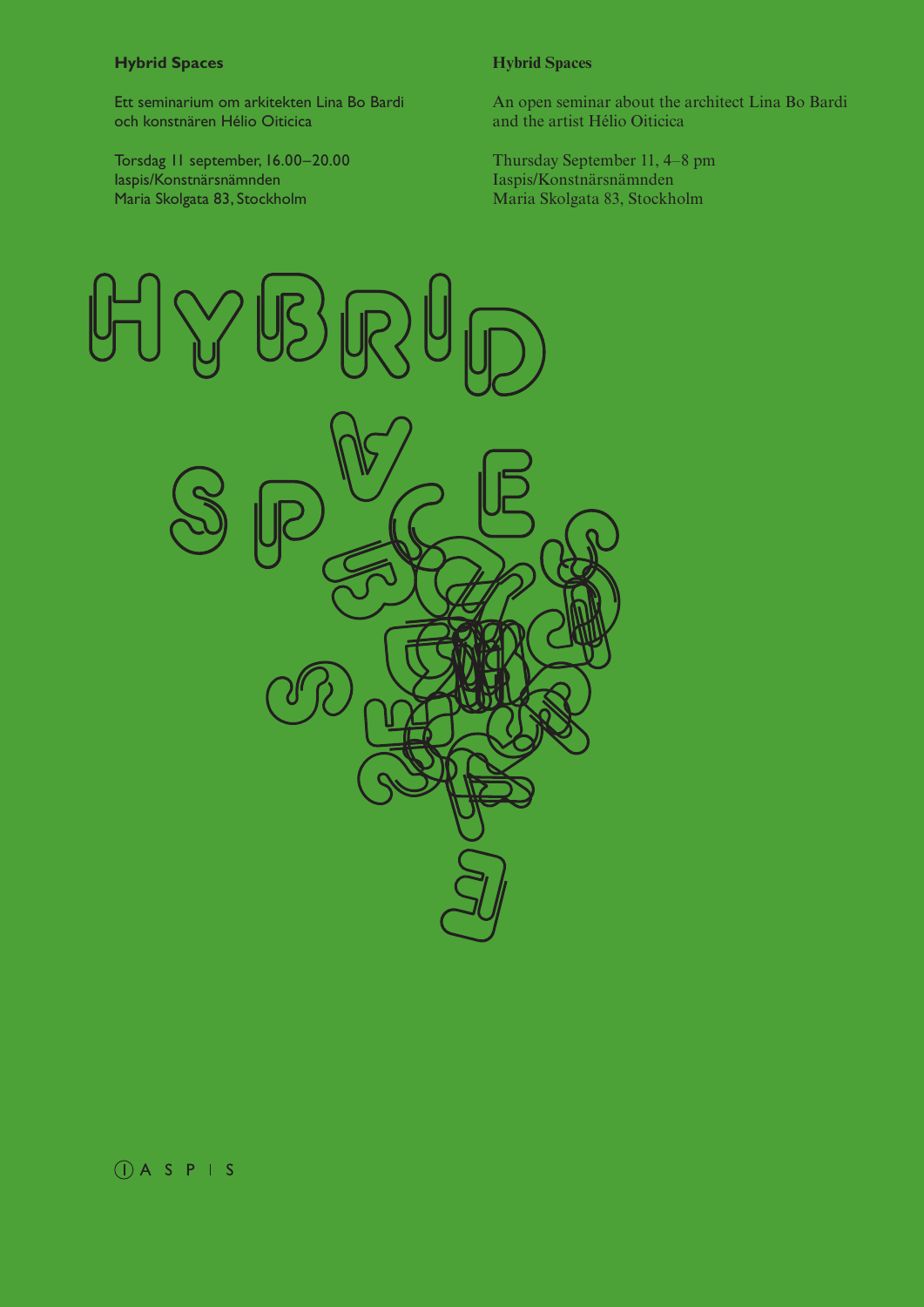**Hybrid Spaces**

Ett seminarium om arkitekten Lina Bo Bardi och konstnären Hélio Oiticica

Torsdag 11 september, 16.00–20.00
Iaspis/Konstnärsnämnden
Maria Skolgata 83, Stockholm

**Hybrid Spaces**

An open seminar about the architect Lina Bo Bardi and the artist Hélio Oiticica

Thursday September 11, 4–8 pm
Iaspis/Konstnärsnämnden
Maria Skolgata 83, Stockholm

HYBRID SPACES

IASPIS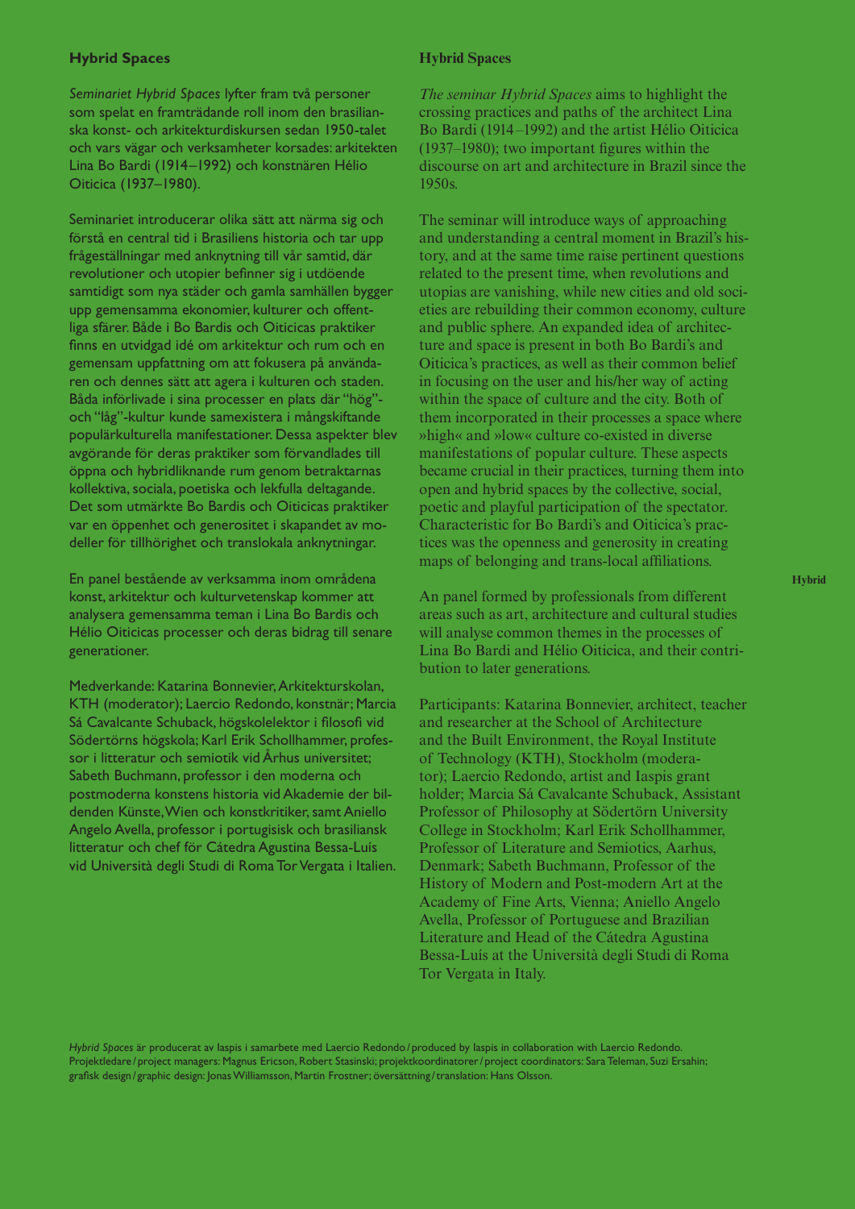## Hybrid Spaces

*Seminariet Hybrid Spaces* lyfter fram två personer som spelat en framträdande roll inom den brasilianska konst- och arkitekturdiskursen sedan 1950-talet och vars vägar och verksamheter korsades: arkitekten Lina Bo Bardi (1914–1992) och konstnären Hélio Oiticica (1937–1980).

Seminariet introducerar olika sätt att närma sig och förstå en central tid i Brasiliens historia och tar upp frågeställningar med anknytning till vår samtid, där revolutioner och utopier befinner sig i utdöende samtidigt som nya städer och gamla samhällen bygger upp gemensamma ekonomier, kulturer och offentliga sfärer. Både i Bo Bardis och Oiticicas praktiker finns en utvidgad idé om arkitektur och rum och en gemensam uppfattning om att fokusera på användaren och dennes sätt att agera i kulturen och staden. Båda införlivade i sina processer en plats där "hög"- och "låg"-kultur kunde samexistera i mångskiftande populärkulturella manifestationer. Dessa aspekter blev avgörande för deras praktiker som förvandlades till öppna och hybridliknande rum genom betraktarnas kollektiva, sociala, poetiska och lekfulla deltagande. Det som utmärkte Bo Bardis och Oiticicas praktiker var en öppenhet och generositet i skapandet av modeller för tillhörighet och translokala anknytningar.

En panel bestående av verksamma inom områdena konst, arkitektur och kulturvetenskap kommer att analysera gemensamma teman i Lina Bo Bardis och Hélio Oiticicas processer och deras bidrag till senare generationer.

Medverkande: Katarina Bonnevier, Arkitekturskolan, KTH (moderator); Laercio Redondo, konstnär; Marcia Sá Cavalcante Schuback, högskolelektor i filosofi vid Södertörns högskola; Karl Erik Schollhammer, professor i litteratur och semiotik vid Århus universitet; Sabeth Buchmann, professor i den moderna och postmoderna konstens historia vid Akademie der bildenden Künste, Wien och konstkritiker, samt Aniello Angelo Avella, professor i portugisisk och brasiliansk litteratur och chef för Cátedra Agustina Bessa-Luís vid Università degli Studi di Roma Tor Vergata i Italien.

## Hybrid Spaces

*The seminar Hybrid Spaces* aims to highlight the crossing practices and paths of the architect Lina Bo Bardi (1914–1992) and the artist Hélio Oiticica (1937–1980); two important figures within the discourse on art and architecture in Brazil since the 1950s.

The seminar will introduce ways of approaching and understanding a central moment in Brazil's history, and at the same time raise pertinent questions related to the present time, when revolutions and utopias are vanishing, while new cities and old societies are rebuilding their common economy, culture and public sphere. An expanded idea of architecture and space is present in both Bo Bardi's and Oiticica's practices, as well as their common belief in focusing on the user and his/her way of acting within the space of culture and the city. Both of them incorporated in their processes a space where »high« and »low« culture co-existed in diverse manifestations of popular culture. These aspects became crucial in their practices, turning them into open and hybrid spaces by the collective, social, poetic and playful participation of the spectator. Characteristic for Bo Bardi's and Oiticica's practices was the openness and generosity in creating maps of belonging and trans-local affiliations.

An panel formed by professionals from different areas such as art, architecture and cultural studies will analyse common themes in the processes of Lina Bo Bardi and Hélio Oiticica, and their contribution to later generations.

Participants: Katarina Bonnevier, architect, teacher and researcher at the School of Architecture and the Built Environment, the Royal Institute of Technology (KTH), Stockholm (moderator); Laercio Redondo, artist and Iaspis grant holder; Marcia Sá Cavalcante Schuback, Assistant Professor of Philosophy at Södertörn University College in Stockholm; Karl Erik Schollhammer, Professor of Literature and Semiotics, Aarhus, Denmark; Sabeth Buchmann, Professor of the History of Modern and Post-modern Art at the Academy of Fine Arts, Vienna; Aniello Angelo Avella, Professor of Portuguese and Brazilian Literature and Head of the Cátedra Agustina Bessa-Luís at the Università degli Studi di Roma Tor Vergata in Italy.

*Hybrid Spaces* är producerat av Iaspis i samarbete med Laercio Redondo / produced by Iaspis in collaboration with Laercio Redondo. Projektledare / project managers: Magnus Ericson, Robert Stasinski; projektkoordinatorer / project coordinators: Sara Teleman, Suzi Ersahin; grafisk design / graphic design: Jonas Williamsson, Martin Frostner; översättning / translation: Hans Olsson.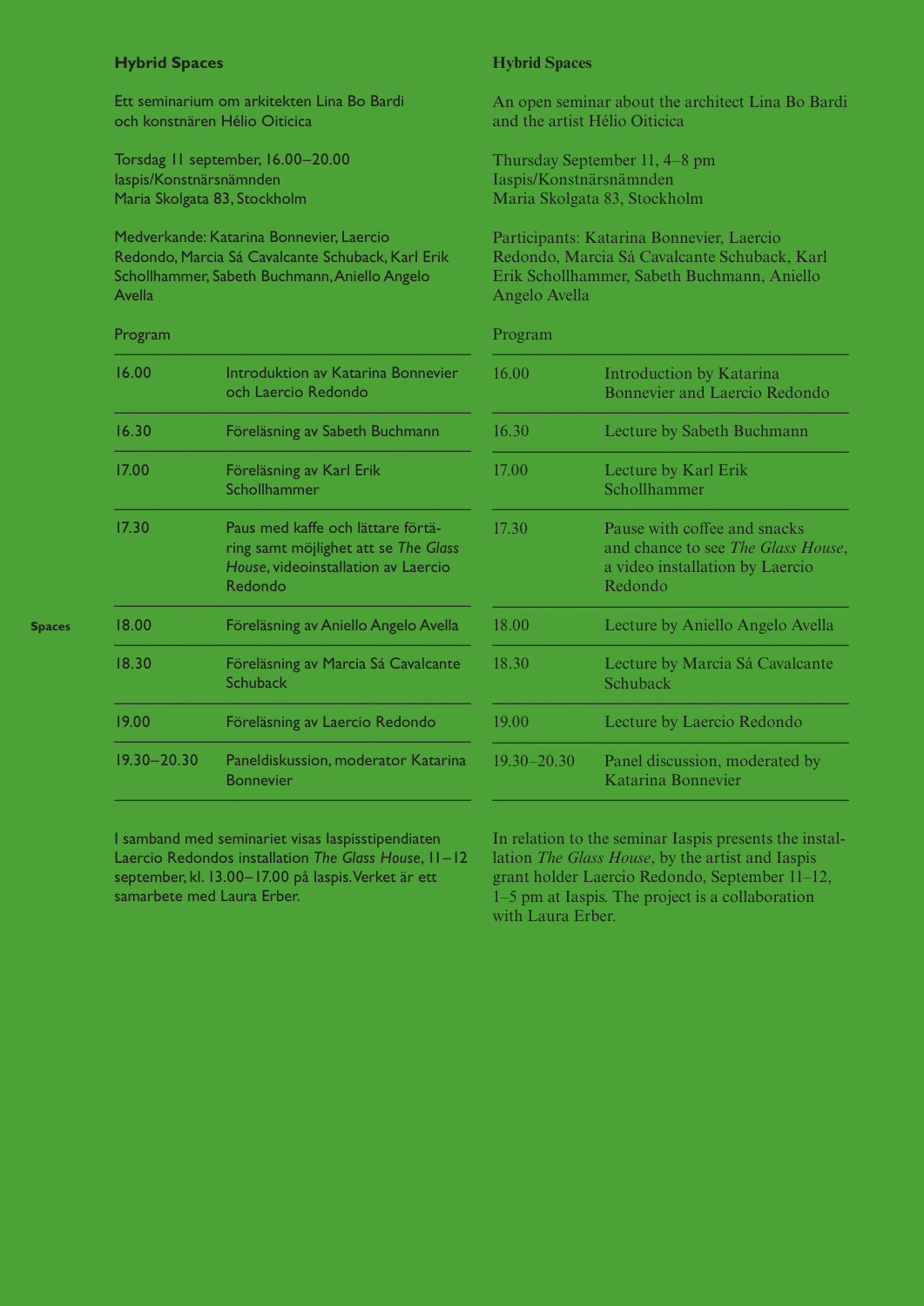## Hybrid Spaces

Ett seminarium om arkitekten Lina Bo Bardi och konstnären Hélio Oiticica

Torsdag 11 september, 16.00–20.00
Iaspis/Konstnärsnämnden
Maria Skolgata 83, Stockholm

Medverkande: Katarina Bonnevier, Laercio Redondo, Marcia Sá Cavalcante Schuback, Karl Erik Schollhammer, Sabeth Buchmann, Aniello Angelo Avella

Program

| | |
|---|---|
| 16.00 | Introduktion av Katarina Bonnevier och Laercio Redondo |
| 16.30 | Föreläsning av Sabeth Buchmann |
| 17.00 | Föreläsning av Karl Erik Schollhammer |
| 17.30 | Paus med kaffe och lättare förtäring samt möjlighet att se *The Glass House*, videoinstallation av Laercio Redondo |
| 18.00 | Föreläsning av Aniello Angelo Avella |
| 18.30 | Föreläsning av Marcia Sá Cavalcante Schuback |
| 19.00 | Föreläsning av Laercio Redondo |
| 19.30–20.30 | Paneldiskussion, moderator Katarina Bonnevier |

I samband med seminariet visas Iaspisstipendiaten Laercio Redondos installation *The Glass House*, 11–12 september, kl. 13.00–17.00 på Iaspis. Verket är ett samarbete med Laura Erber.

## Hybrid Spaces

An open seminar about the architect Lina Bo Bardi and the artist Hélio Oiticica

Thursday September 11, 4–8 pm
Iaspis/Konstnärsnämnden
Maria Skolgata 83, Stockholm

Participants: Katarina Bonnevier, Laercio Redondo, Marcia Sá Cavalcante Schuback, Karl Erik Schollhammer, Sabeth Buchmann, Aniello Angelo Avella

Program

| | |
|---|---|
| 16.00 | Introduction by Katarina Bonnevier and Laercio Redondo |
| 16.30 | Lecture by Sabeth Buchmann |
| 17.00 | Lecture by Karl Erik Schollhammer |
| 17.30 | Pause with coffee and snacks and chance to see *The Glass House*, a video installation by Laercio Redondo |
| 18.00 | Lecture by Aniello Angelo Avella |
| 18.30 | Lecture by Marcia Sá Cavalcante Schuback |
| 19.00 | Lecture by Laercio Redondo |
| 19.30–20.30 | Panel discussion, moderated by Katarina Bonnevier |

In relation to the seminar Iaspis presents the installation *The Glass House*, by the artist and Iaspis grant holder Laercio Redondo, September 11–12, 1–5 pm at Iaspis. The project is a collaboration with Laura Erber.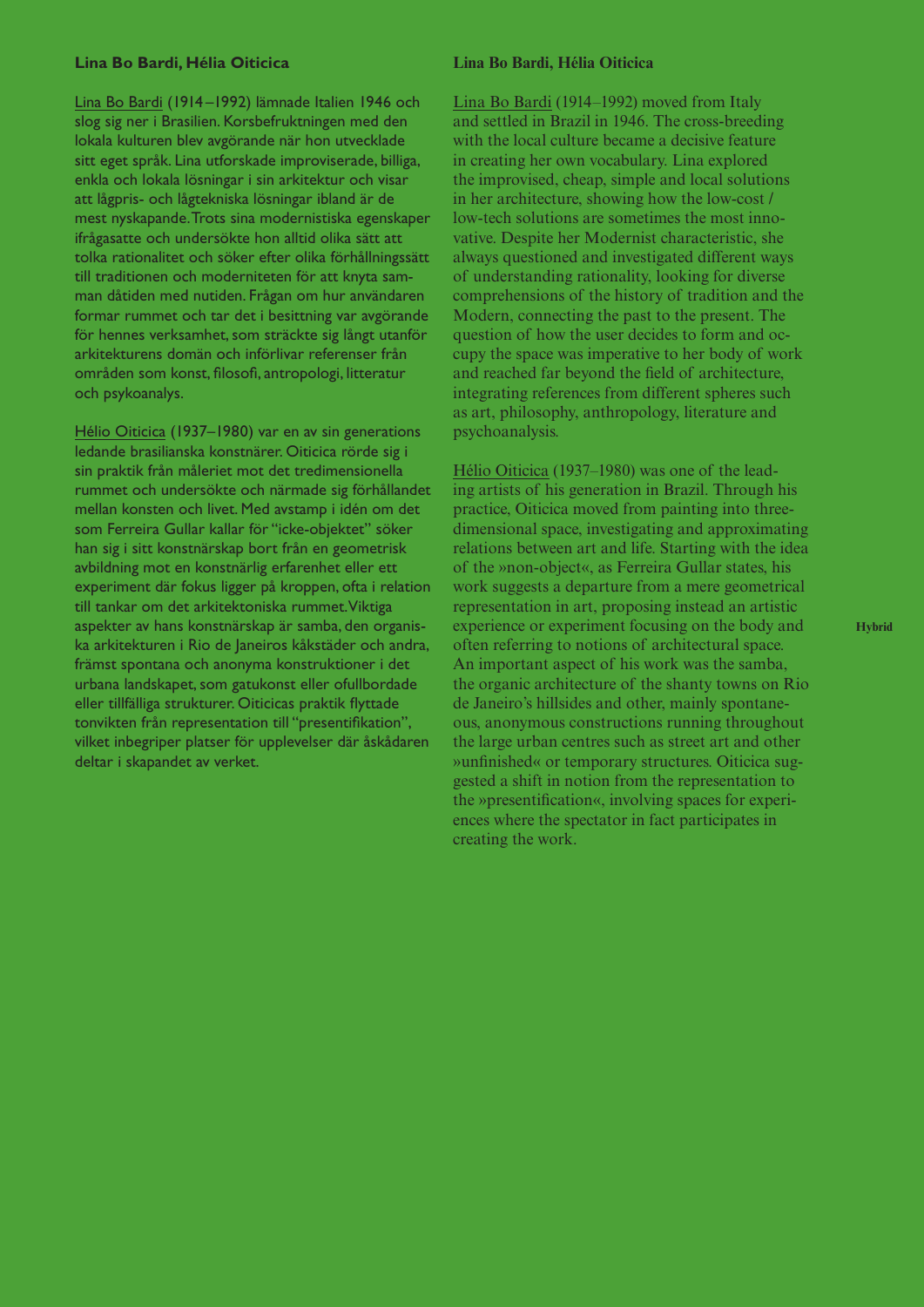## Lina Bo Bardi, Hélia Oiticica

Lina Bo Bardi (1914–1992) lämnade Italien 1946 och slog sig ner i Brasilien. Korsbefruktningen med den lokala kulturen blev avgörande när hon utvecklade sitt eget språk. Lina utforskade improviserade, billiga, enkla och lokala lösningar i sin arkitektur och visar att lågpris- och lågtekniska lösningar ibland är de mest nyskapande. Trots sina modernistiska egenskaper ifrågasatte och undersökte hon alltid olika sätt att tolka rationalitet och söker efter olika förhållningssätt till traditionen och moderniteten för att knyta samman dåtiden med nutiden. Frågan om hur användaren formar rummet och tar det i besittning var avgörande för hennes verksamhet, som sträckte sig långt utanför arkitekturens domän och införlivar referenser från områden som konst, filosofi, antropologi, litteratur och psykoanalys.

Hélio Oiticica (1937–1980) var en av sin generations ledande brasilianska konstnärer. Oiticica rörde sig i sin praktik från måleriet mot det tredimensionella rummet och undersökte och närmade sig förhållandet mellan konsten och livet. Med avstamp i idén om det som Ferreira Gullar kallar för "icke-objektet" söker han sig i sitt konstnärskap bort från en geometrisk avbildning mot en konstnärlig erfarenhet eller ett experiment där fokus ligger på kroppen, ofta i relation till tankar om det arkitektoniska rummet. Viktiga aspekter av hans konstnärskap är samba, den organiska arkitekturen i Rio de Janeiros kåkstäder och andra, främst spontana och anonyma konstruktioner i det urbana landskapet, som gatukonst eller ofullbordade eller tillfälliga strukturer. Oiticicas praktik flyttade tonvikten från representation till "presentifikation", vilket inbegriper platser för upplevelser där åskådaren deltar i skapandet av verket.

## Lina Bo Bardi, Hélia Oiticica

Lina Bo Bardi (1914–1992) moved from Italy and settled in Brazil in 1946. The cross-breeding with the local culture became a decisive feature in creating her own vocabulary. Lina explored the improvised, cheap, simple and local solutions in her architecture, showing how the low-cost / low-tech solutions are sometimes the most innovative. Despite her Modernist characteristic, she always questioned and investigated different ways of understanding rationality, looking for diverse comprehensions of the history of tradition and the Modern, connecting the past to the present. The question of how the user decides to form and occupy the space was imperative to her body of work and reached far beyond the field of architecture, integrating references from different spheres such as art, philosophy, anthropology, literature and psychoanalysis.

Hélio Oiticica (1937–1980) was one of the leading artists of his generation in Brazil. Through his practice, Oiticica moved from painting into three-dimensional space, investigating and approximating relations between art and life. Starting with the idea of the »non-object«, as Ferreira Gullar states, his work suggests a departure from a mere geometrical representation in art, proposing instead an artistic experience or experiment focusing on the body and often referring to notions of architectural space. An important aspect of his work was the samba, the organic architecture of the shanty towns on Rio de Janeiro's hillsides and other, mainly spontaneous, anonymous constructions running throughout the large urban centres such as street art and other »unfinished« or temporary structures. Oiticica suggested a shift in notion from the representation to the »presentification«, involving spaces for experiences where the spectator in fact participates in creating the work.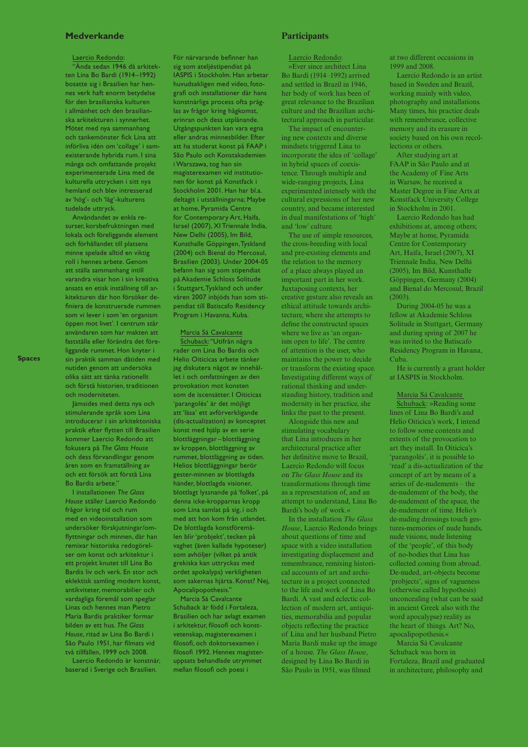## Medverkande

Laercio Redondo:
"Ända sedan 1946 då arkitekten Lina Bo Bardi (1914–1992) bosatte sig i Brasilien har hennes verk haft enorm betydelse för den brasilianska kulturen i allmänhet och den brasilianska arkitekturen i synnerhet. Mötet med nya sammanhang och tankemönster fick Lina att införliva idén om 'collage' i samexisterande hybrida rum. I sina många och omfattande projekt experimenterade Lina med de kulturella uttrycken i sitt nya hemland och blev intresserad av 'hög'- och 'låg'-kulturens tudelade uttryck.

Användandet av enkla resurser, korsbefruktningen med lokala och föreliggande element och förhållandet till platsens minne spelade alltid en viktig roll i hennes arbete. Genom att ställa sammanhang intill varandra visar hon i sin kreativa ansats en etisk inställning till arkitekturen där hon försöker definiera de konstruerade rummen som vi lever i som 'en organism öppen mot livet'. I centrum står användaren som har makten att fastställa eller förändra det föreliggande rummet. Hon knyter i sin praktik samman dåtiden med nutiden genom att undersöka olika sätt att tänka rationellt och förstå historien, traditionen och moderniteten.

Jämsides med detta nya och stimulerande språk som Lina introducerar i sin arkitektoniska praktik efter flytten till Brasilien kommer Laercio Redondo att fokusera på *The Glass House* och dess förvandlingar genom åren som en framställning av och ett försök att förstå Lina Bo Bardis arbete."

I installationen *The Glass House* ställer Laercio Redondo frågor kring tid och rum med en videoinstallation som undersöker förskjutningar/omflyttningar och minnen, där han remixar historiska redogörelser om konst och arkitektur i ett projekt knutet till Lina Bo Bardis liv och verk. En stor och eklektisk samling modern konst, antikviteter, memorabilier och vardagliga föremål som speglar Linas och hennes man Pietro Maria Bardis praktiker formar bilden av ett hus. *The Glass House*, ritad av Lina Bo Bardi i São Paulo 1951, har filmats vid två tillfällen, 1999 och 2008.

Laercio Redondo är konstnär, baserad i Sverige och Brasilien. För närvarande befinner han sig som ateljéstipendiat på IASPIS i Stockholm. Han arbetar huvudsakligen med video, fotografi och installationer där hans konstnärliga process ofta präglas av frågor kring hågkomst, erinran och dess utplånande. Utgångspunkten kan vara egna eller andras minnesbilder. Efter att ha studerat konst på FAAP i São Paulo och Konstakademien i Warszawa, tog han sin magisterexamen vid institutionen för konst på Konstfack i Stockholm 2001. Han har bl.a. deltagit i utställningarna; Maybe at home, Pyramida Centre for Contemporary Art, Haifa, Israel (2007), XI Triennale India, New Delhi (2005), Im Bild, Kunsthalle Göppingen, Tyskland (2004) och Bienal do Mercosul, Brasilien (2003). Under 2004-05 befann han sig som stipendiat på Akademie Schloss Solitude i Stuttgart, Tyskland och under våren 2007 inbjöds han som stipendiat till Batiscafo Residency Program i Havanna, Kuba.

Marcia Sá Cavalcante Schuback: "Utifrån några rader om Lina Bo Bardis och Helio Oiticicas arbete tänker jag diskutera något av innehållet i och omfattningen av den provokation mot konsten som de iscensätter. I Oiticicas 'parangolés' är det möjligt att 'läsa' ett avförverkligande (dis-actualization) av konceptet konst med hjälp av en serie blottläggningar – blottläggning av kroppen, blottläggning av rummet, blottläggning av tiden. Helios blottläggningar berör gester-minnen av blottlagda händer, blottlagda visioner, blottlagt lyssnande på 'folket', på denna icke-kropparnas kropp som Lina samlat på sig, i och med att hon kom från utlandet. De blottlagda konstföremålen blir 'probjekt', tecken på vaghet (även kallade hypoteser) som avhöljer (vilket på antik grekiska kan uttryckas med ordet apokalyps) verkligheten som sakernas hjärta. Konst? Nej, Apocalipopothesis."

Marcia Sá Cavalcante Schuback är född i Fortaleza, Brasilien och har avlagt examen i arkitektur, filosofi och konstvetenskap, magisterexamen i filosofi, och doktorsexamen i filosofi 1992. Hennes magisteruppsats behandlade utrymmet mellan filosofi och poesi i

Spaces

## Participants

Laercio Redondo:
»Ever since architect Lina Bo Bardi (1914–1992) arrived and settled in Brazil in 1946, her body of work has been of great relevance to the Brazilian culture and the Brazilian architectural approach in particular.

The impact of encountering new contexts and diverse mindsets triggered Lina to incorporate the idea of 'collage' in hybrid spaces of coexistence. Through multiple and wide-ranging projects, Lina experimented intensely with the cultural expressions of her new country, and became interested in dual manifestations of 'high' and 'low' culture.

The use of simple resources, the cross-breeding with local and pre-existing elements and the relation to the memory of a place always played an important part in her work. Juxtaposing contexts, her creative gesture also reveals an ethical attitude towards architecture, where she attempts to define the constructed spaces where we live as 'an organism open to life'. The centre of attention is the user, who maintains the power to decide or transform the existing space. Investigating different ways of rational thinking and understanding history, tradition and modernity in her practice, she links the past to the present.

Alongside this new and stimulating vocabulary that Lina introduces in her architectural practice after her definitive move to Brazil, Laercio Redondo will focus on *The Glass House* and its transformations through time as a representation of, and an attempt to understand, Lina Bo Bardi's body of work.«

In the installation *The Glass House*, Laercio Redondo brings about questions of time and space with a video installation investigating displacement and remembrance, remixing historical accounts of art and architecture in a project connected to the life and work of Lina Bo Bardi. A vast and eclectic collection of modern art, antiquities, memorabilia and popular objects reflecting the practice of Lina and her husband Pietro Maria Bardi make up the image of a house. *The Glass House*, designed by Lina Bo Bardi in São Paulo in 1951, was filmed at two different occasions in 1999 and 2008.

Laercio Redondo is an artist based in Sweden and Brazil, working mainly with video, photography and installations. Many times, his practice deals with remembrance, collective memory and its erasure in society based on his own recollections or others.

After studying art at FAAP in São Paulo and at the Academy of Fine Arts in Warsaw, he received a Master Degree in Fine Arts at Konstfack University College in Stockholm in 2001.

Laercio Redondo has had exhibitions at, among others; Maybe at home, Pyramida Centre for Contemporary Art, Haifa, Israel (2007), XI Triennale India, New Delhi (2005), Im Bild, Kunsthalle Göppingen, Germany (2004) and Bienal do Mercosul, Brazil (2003).

During 2004-05 he was a fellow at Akademie Schloss Solitude in Stuttgart, Germany and during spring of 2007 he was invited to the Batiscafo Residency Program in Havana, Cuba.

He is currently a grant holder at IASPIS in Stockholm.

Marcia Sá Cavalcante Schuback: »Reading some lines of Lina Bo Bardi's and Helio Oiticica's work, I intend to follow some contents and extents of the provocation to art they install. In Oiticica's 'parangolés', it is possible to 'read' a dis-actualization of the concept of art by means of a series of de-nudements – the de-nudement of the body, the de-nudement of the space, the de-nudement of time. Helio's de-nuding dressings touch gestures-memories of nude hands, nude visions, nude listening of the 'people', of this body of no-bodies that Lina has collected coming from abroad. De-nuded, art-objects become 'probjects', signs of vagueness (otherwise called hypothesis) unconcealing (what can be said in ancient Greek also with the word apocalypse) reality as the heart of things. Art? No, apocalipopothesis.«

Marcia Sá Cavalcante Schuback was born in Fortaleza, Brazil and graduated in architecture, philosophy and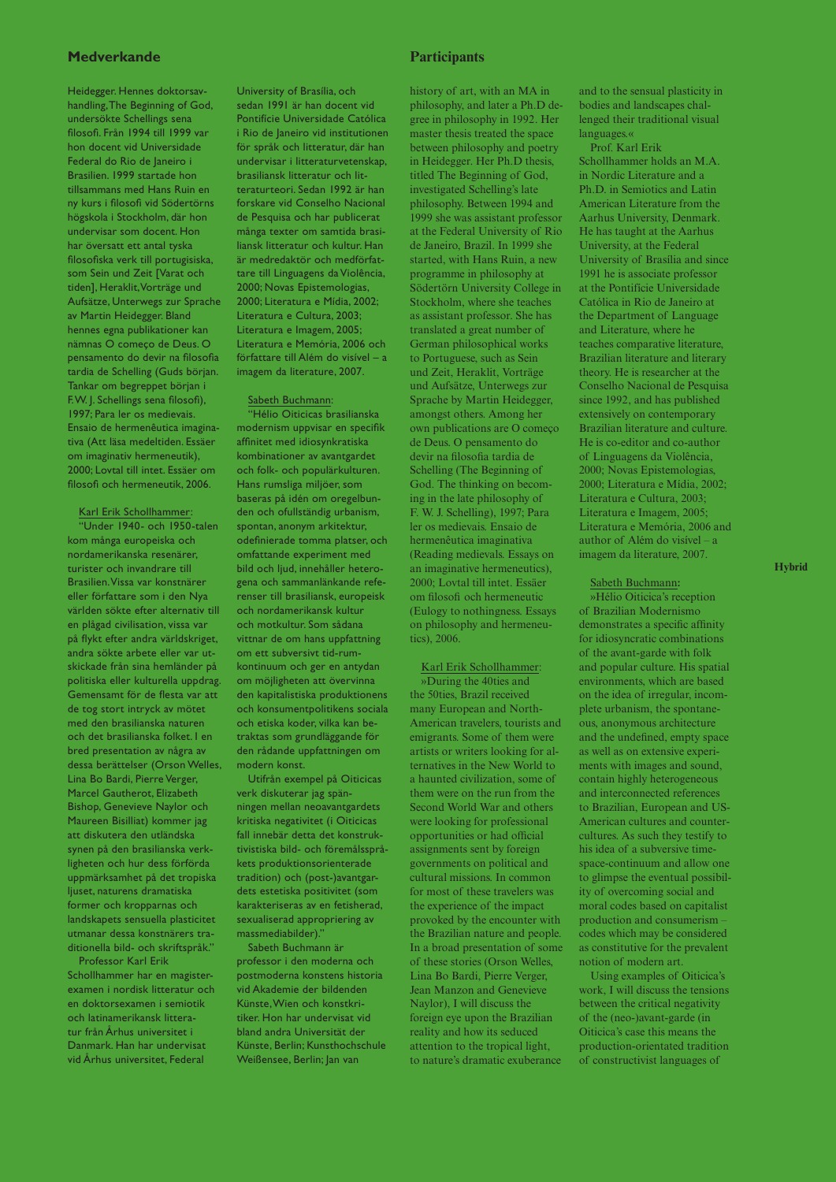## Medverkande

Heidegger. Hennes doktorsavhandling, The Beginning of God, undersökte Schellings sena filosofi. Från 1994 till 1999 var hon docent vid Universidade Federal do Rio de Janeiro i Brasilien. 1999 startade hon tillsammans med Hans Ruin en ny kurs i filosofi vid Södertörns högskola i Stockholm, där hon undervisar som docent. Hon har översatt ett antal tyska filosofiska verk till portugisiska, som Sein und Zeit [Varat och tiden], Heraklit, Vorträge und Aufsätze, Unterwegs zur Sprache av Martin Heidegger. Bland hennes egna publikationer kan nämnas O começo de Deus. O pensamento do devir na filosofia tardia de Schelling (Guds början. Tankar om begreppet början i F.W. J. Schellings sena filosofi), 1997; Para ler os medievais. Ensaio de hermenêutica imaginativa (Att läsa medeltiden. Essäer om imaginativ hermeneutik), 2000; Lovtal till intet. Essäer om filosofi och hermeneutik, 2006.

Karl Erik Schollhammer:
"Under 1940- och 1950-talen kom många europeiska och nordamerikanska resenärer, turister och invandrare till Brasilien. Vissa var konstnärer eller författare som i den Nya världen sökte efter alternativ till en plågad civilisation, vissa var på flykt efter andra världskriget, andra sökte arbete eller var utskickade från sina hemländer på politiska eller kulturella uppdrag. Gemensamt för de flesta var att de tog stort intryck av mötet med den brasilianska naturen och det brasilianska folket. I en bred presentation av några av dessa berättelser (Orson Welles, Lina Bo Bardi, Pierre Verger, Marcel Gautherot, Elizabeth Bishop, Genevieve Naylor och Maureen Bisilliat) kommer jag att diskutera den utländska synen på den brasilianska verkligheten och hur dess förförda uppmärksamhet på det tropiska ljuset, naturens dramatiska former och kropparnas och landskapets sensuella plasticitet utmanar dessa konstnärers traditionella bild- och skriftspråk."

Professor Karl Erik Schollhammer har en magisterexamen i nordisk litteratur och en doktorsexamen i semiotik och latinamerikansk litteratur från Århus universitet i Danmark. Han har undervisat vid Århus universitet, Federal University of Brasília, och sedan 1991 är han docent vid Pontifície Universidade Católica i Rio de Janeiro vid institutionen för språk och litteratur, där han undervisar i litteraturvetenskap, brasiliansk litteratur och litteraturteori. Sedan 1992 är han forskare vid Conselho Nacional de Pesquisa och har publicerat många texter om samtida brasiliansk litteratur och kultur. Han är medredaktör och medförfattare till Linguagens da Violência, 2000; Novas Epistemologias, 2000; Literatura e Mídia, 2002; Literatura e Cultura, 2003; Literatura e Imagem, 2005; Literatura e Memória, 2006 och författare till Além do visível – a imagem da literature, 2007.

Sabeth Buchmann:
"Hélio Oiticicas brasilianska modernism uppvisar en specifik affinitet med idiosynkratiska kombinationer av avantgardet och folk- och populärkulturen. Hans rumsliga miljöer, som baseras på idén om oregelbunden och ofullständig urbanism, spontan, anonym arkitektur, odefinierade tomma platser, och omfattande experiment med bild och ljud, innehåller heterogena och sammanlänkande referenser till brasiliansk, europeisk och nordamerikansk kultur och motkultur. Som sådana vittnar de om hans uppfattning om ett subversivt tid-rumkontinuum och ger en antydan om möjligheten att övervinna den kapitalistiska produktionens och konsumentpolitikens sociala och etiska koder, vilka kan betraktas som grundläggande för den rådande uppfattningen om modern konst.

Utifrån exempel på Oiticicas verk diskuterar jag spänningen mellan neoavantgardets kritiska negativitet (i Oiticicas fall innebär detta det konstruktivistiska bild- och föremålsspråkets produktionsorienterade tradition) och (post-)avantgardets estetiska positivitet (som karakteriseras av en fetisherad, sexualiserad appropriering av massmediabilder)."

Sabeth Buchmann är professor i den moderna och postmoderna konstens historia vid Akademie der bildenden Künste, Wien och konstkritiker. Hon har undervisat vid bland andra Universität der Künste, Berlin; Kunsthochschule Weißensee, Berlin; Jan van

## Participants

history of art, with an MA in philosophy, and later a Ph.D degree in philosophy in 1992. Her master thesis treated the space between philosophy and poetry in Heidegger. Her Ph.D thesis, titled The Beginning of God, investigated Schelling's late philosophy. Between 1994 and 1999 she was assistant professor at the Federal University of Rio de Janeiro, Brazil. In 1999 she started, with Hans Ruin, a new programme in philosophy at Södertörn University College in Stockholm, where she teaches as assistant professor. She has translated a great number of German philosophical works to Portuguese, such as Sein und Zeit, Heraklit, Vorträge und Aufsätze, Unterwegs zur Sprache by Martin Heidegger, amongst others. Among her own publications are O começo de Deus. O pensamento do devir na filosofia tardia de Schelling (The Beginning of God. The thinking on becoming in the late philosophy of F. W. J. Schelling), 1997; Para ler os medievais. Ensaio de hermenêutica imaginativa (Reading medievals. Essays on an imaginative hermeneutics), 2000; Lovtal till intet. Essäer om filosofi och hermeneutik (Eulogy to nothingness. Essays on philosophy and hermeneutics), 2006.

Karl Erik Schollhammer:
»During the 40ties and the 50ties, Brazil received many European and North-American travelers, tourists and emigrants. Some of them were artists or writers looking for alternatives in the New World to a haunted civilization, some of them were on the run from the Second World War and others were looking for professional opportunities or had official assignments sent by foreign governments on political and cultural missions. In common for most of these travelers was the experience of the impact provoked by the encounter with the Brazilian nature and people. In a broad presentation of some of these stories (Orson Welles, Lina Bo Bardi, Pierre Verger, Jean Manzon and Genevieve Naylor), I will discuss the foreign eye upon the Brazilian reality and how its seduced attention to the tropical light, to nature's dramatic exuberance and to the sensual plasticity in bodies and landscapes challenged their traditional visual languages.«

Prof. Karl Erik Schollhammer holds an M.A. in Nordic Literature and a Ph.D. in Semiotics and Latin American Literature from the Aarhus University, Denmark. He has taught at the Aarhus University, at the Federal University of Brasília and since 1991 he is associate professor at the Pontifície Universidade Católica in Rio de Janeiro at the Department of Language and Literature, where he teaches comparative literature, Brazilian literature and literary theory. He is researcher at the Conselho Nacional de Pesquisa since 1992, and has published extensively on contemporary Brazilian literature and culture. He is co-editor and co-author of Linguagens da Violência, 2000; Novas Epistemologias, 2000; Literatura e Mídia, 2002; Literatura e Cultura, 2003; Literatura e Imagem, 2005; Literatura e Memória, 2006 and author of Além do visível – a imagem da literature, 2007.

Sabeth Buchmann:
»Hélio Oiticica's reception of Brazilian Modernismo demonstrates a specific affinity for idiosyncratic combinations of the avant-garde with folk and popular culture. His spatial environments, which are based on the idea of irregular, incomplete urbanism, the spontaneous, anonymous architecture and the undefined, empty space as well as on extensive experiments with images and sound, contain highly heterogeneous and interconnected references to Brazilian, European and US-American cultures and countercultures. As such they testify to his idea of a subversive time-space-continuum and allow one to glimpse the eventual possibility of overcoming social and moral codes based on capitalist production and consumerism – codes which may be considered as constitutive for the prevalent notion of modern art.

Using examples of Oiticica's work, I will discuss the tensions between the critical negativity of the (neo-)avant-garde (in Oiticica's case this means the production-orientated tradition of constructivist languages of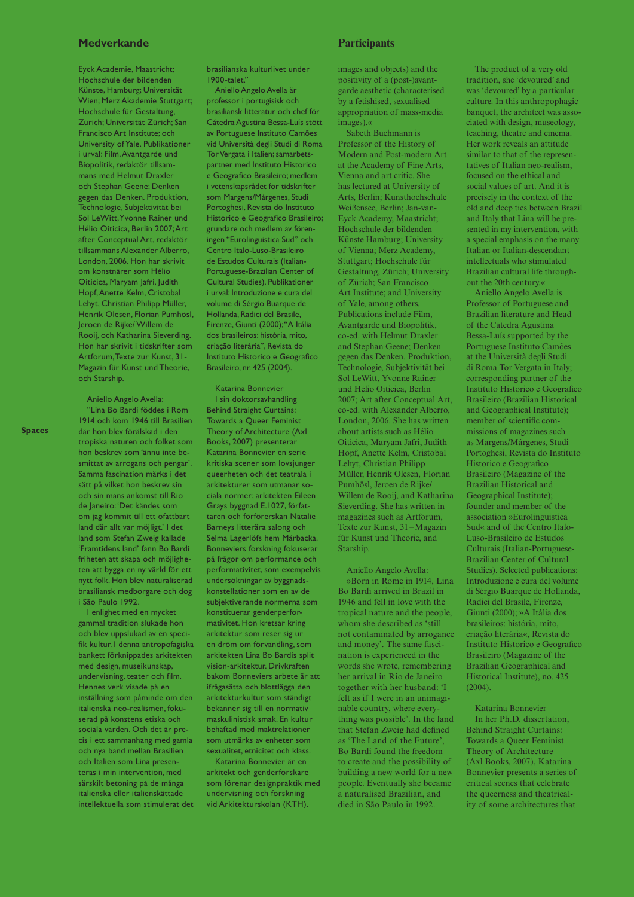## Medverkande

Eyck Academie, Maastricht; Hochschule der bildenden Künste, Hamburg; Universität Wien; Merz Akademie Stuttgart; Hochschule für Gestaltung, Zürich; Universität Zürich; San Francisco Art Institute; och University of Yale. Publikationer i urval: Film, Avantgarde und Biopolitik, redaktör tillsammans med Helmut Draxler och Stephan Geene; Denken gegen das Denken. Produktion, Technologie, Subjektivität bei Sol LeWitt, Yvonne Rainer und Hélio Oiticica, Berlin 2007; Art after Conceptual Art, redaktör tillsammans Alexander Alberro, London, 2006. Hon har skrivit om konstnärer som Hélio Oiticica, Maryam Jafri, Judith Hopf, Anette Kelm, Cristobal Lehyt, Christian Philipp Müller, Henrik Olesen, Florian Pumhösl, Jeroen de Rijke/ Willem de Rooij, och Katharina Sieverding. Hon har skrivit i tidskrifter som Artforum, Texte zur Kunst, 31-Magazin für Kunst und Theorie, och Starship.

Aniello Angelo Avella:
"Lina Bo Bardi föddes i Rom 1914 och kom 1946 till Brasilien där hon blev förälskad i den tropiska naturen och folket som hon beskrev som 'ännu inte besmittat av arrogans och pengar'. Samma fascination märks i det sätt på vilket hon beskrev sin och sin mans ankomst till Rio de Janeiro: 'Det kändes som om jag kommit till ett ofattbart land där allt var möjligt.' I det land som Stefan Zweig kallade 'Framtidens land' fann Bo Bardi friheten att skapa och möjligheten att bygga en ny värld för ett nytt folk. Hon blev naturaliserad brasiliansk medborgare och dog i São Paulo 1992.
I enlighet med en mycket gammal tradition slukade hon och blev uppslukad av en specifik kultur. I denna antropofagiska bankett förknippades arkitekten med design, museikunskap, undervisning, teater och film. Hennes verk visade på en inställning som påminde om den italienska neo-realismen, fokuserad på konstens etiska och sociala värden. Och det är precis i ett sammanhang med gamla och nya band mellan Brasilien och Italien som Lina presenteras i min intervention, med särskilt betoning på de många italienska eller italienskättade intellektuella som stimulerat det brasilianska kulturlivet under 1900-talet."
Aniello Angelo Avella är professor i portugisisk och brasiliansk litteratur och chef för Cátedra Agustina Bessa-Luís stött av Portuguese Instituto Camões vid Università degli Studi di Roma Tor Vergata i Italien; samarbetspartner med Instituto Historico e Geografico Brasileiro; medlem i vetenskapsrådet för tidskrifter som Margens/Márgenes, Studi Portoghesi, Revista do Instituto Historico e Geografico Brasileiro; grundare och medlem av föreningen "Eurolinguistica Sud" och Centro Italo-Luso-Brasileiro de Estudos Culturais (Italian-Portuguese-Brazilian Center of Cultural Studies). Publikationer i urval: Introduzione e cura del volume di Sérgio Buarque de Hollanda, Radici del Brasile, Firenze, Giunti (2000); "A Itália dos brasileiros: história, mito, criação literária", Revista do Instituto Historico e Geografico Brasileiro, nr. 425 (2004).

Katarina Bonnevier
I sin doktorsavhandling Behind Straight Curtains: Towards a Queer Feminist Theory of Architecture (Axl Books, 2007) presenterar Katarina Bonnevier en serie kritiska scener som lovsjunger queerheten och det teatrala i arkitekturer som utmanar sociala normer; arkitekten Eileen Grays byggnad E.1027, författaren och förförerskan Natalie Barneys litterära salong och Selma Lagerlöfs hem Mårbacka. Bonneviers forskning fokuserar på frågor om performance och performativitet, som exempelvis undersökningar av byggnadskonstellationer som en av de subjektiverande normerna som konstituerar genderperformativitet. Hon kretsar kring arkitektur som reser sig ur en dröm om förvandling, som arkitekten Lina Bo Bardis split vision-arkitektur. Drivkraften bakom Bonneviers arbete är att ifrågasätta och blottlägga den arkitekturkultur som ständigt bekänner sig till en normativ maskulinistisk smak. En kultur behäftad med maktrelationer som utmärks av enheter som sexualitet, etnicitet och klass.
Katarina Bonnevier är en arkitekt och genderforskare som förenar designpraktik med undervisning och forskning vid Arkitekturskolan (KTH).

## Participants

images and objects) and the positivity of a (post-)avant-garde aesthetic (characterised by a fetishised, sexualised appropriation of mass-media images).«
Sabeth Buchmann is Professor of the History of Modern and Post-modern Art at the Academy of Fine Arts, Vienna and art critic. She has lectured at University of Arts, Berlin; Kunsthochschule Weißensee, Berlin; Jan-van-Eyck Academy, Maastricht; Hochschule der bildenden Künste Hamburg; University of Vienna; Merz Academy, Stuttgart; Hochschule für Gestaltung, Zürich; University of Zürich; San Francisco Art Institute; and University of Yale, among others. Publications include Film, Avantgarde und Biopolitik, co-ed. with Helmut Draxler and Stephan Geene; Denken gegen das Denken. Produktion, Technologie, Subjektivität bei Sol LeWitt, Yvonne Rainer und Hélio Oiticica, Berlin 2007; Art after Conceptual Art, co-ed. with Alexander Alberro, London, 2006. She has written about artists such as Hélio Oiticica, Maryam Jafri, Judith Hopf, Anette Kelm, Cristobal Lehyt, Christian Philipp Müller, Henrik Olesen, Florian Pumhösl, Jeroen de Rijke/ Willem de Rooij, and Katharina Sieverding. She has written in magazines such as Artforum, Texte zur Kunst, 31 – Magazin für Kunst und Theorie, and Starship.

Aniello Angelo Avella:
»Born in Rome in 1914, Lina Bo Bardi arrived in Brazil in 1946 and fell in love with the tropical nature and the people, whom she described as 'still not contaminated by arrogance and money'. The same fascination is experienced in the words she wrote, remembering her arrival in Rio de Janeiro together with her husband: 'I felt as if I were in an unimaginable country, where everything was possible'. In the land that Stefan Zweig had defined as 'The Land of the Future', Bo Bardi found the freedom to create and the possibility of building a new world for a new people. Eventually she became a naturalised Brazilian, and died in São Paulo in 1992.
The product of a very old tradition, she 'devoured' and was 'devoured' by a particular culture. In this anthropophagic banquet, the architect was associated with design, museology, teaching, theatre and cinema. Her work reveals an attitude similar to that of the representatives of Italian neo-realism, focused on the ethical and social values of art. And it is precisely in the context of the old and deep ties between Brazil and Italy that Lina will be presented in my intervention, with a special emphasis on the many Italian or Italian-descendant intellectuals who stimulated Brazilian cultural life throughout the 20th century.«
Aniello Angelo Avella is Professor of Portuguese and Brazilian literature and Head of the Cátedra Agustina Bessa-Luís supported by the Portuguese Instituto Camões at the Università degli Studi di Roma Tor Vergata in Italy; corresponding partner of the Instituto Historico e Geografico Brasileiro (Brazilian Historical and Geographical Institute); member of scientific commissions of magazines such as Margens/Márgenes, Studi Portoghesi, Revista do Instituto Historico e Geografico Brasileiro (Magazine of the Brazilian Historical and Geographical Institute); founder and member of the association »Eurolinguistica Sud« and of the Centro Italo-Luso-Brasileiro de Estudos Culturais (Italian-Portuguese-Brazilian Center of Cultural Studies). Selected publications: Introduzione e cura del volume di Sérgio Buarque de Hollanda, Radici del Brasile, Firenze, Giunti (2000); »A Itália dos brasileiros: história, mito, criação literária«, Revista do Instituto Historico e Geografico Brasileiro (Magazine of the Brazilian Geographical and Historical Institute), no. 425 (2004).

Katarina Bonnevier
In her Ph.D. dissertation, Behind Straight Curtains: Towards a Queer Feminist Theory of Architecture (Axl Books, 2007), Katarina Bonnevier presents a series of critical scenes that celebrate the queerness and theatricality of some architectures that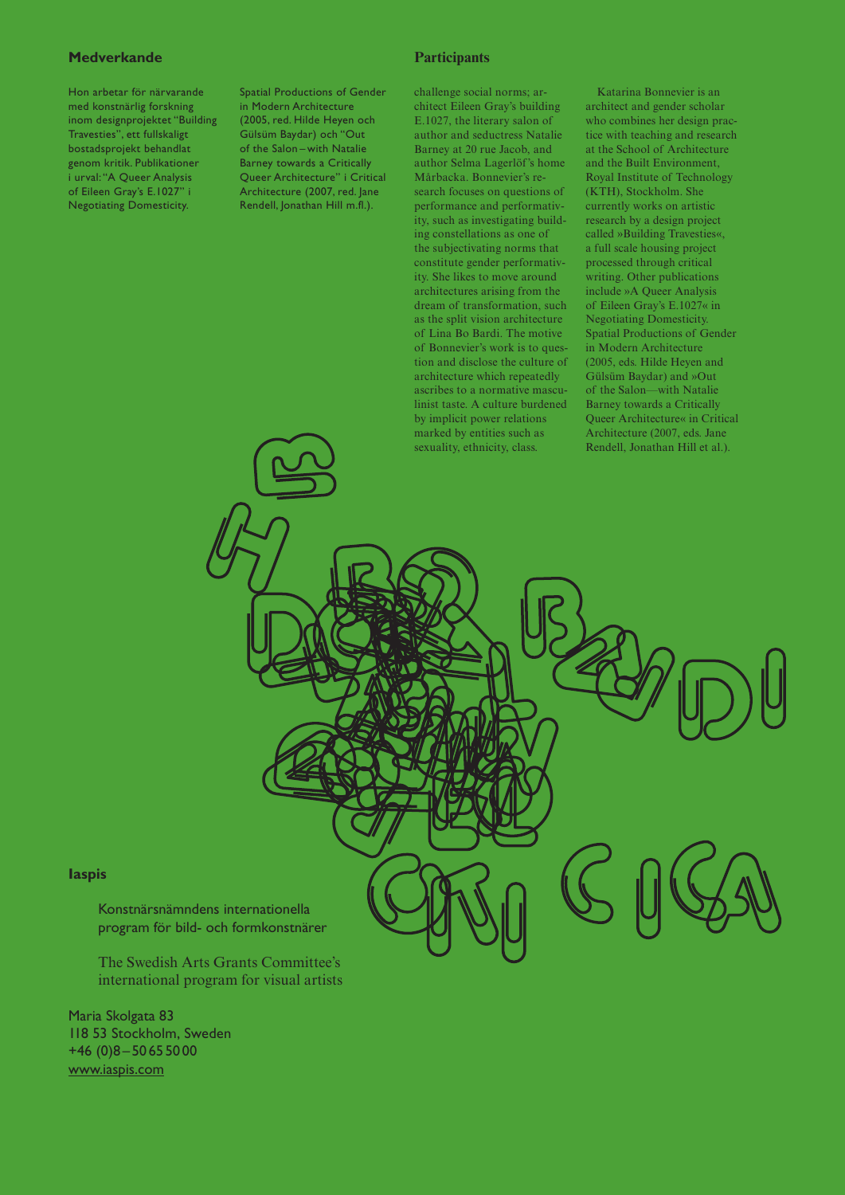## Medverkande

Hon arbetar för närvarande med konstnärlig forskning inom designprojektet "Building Travesties", ett fullskaligt bostadsprojekt behandlat genom kritik. Publikationer i urval: "A Queer Analysis of Eileen Gray's E.1027" i Negotiating Domesticity. Spatial Productions of Gender in Modern Architecture (2005, red. Hilde Heyen och Gülsüm Baydar) och "Out of the Salon – with Natalie Barney towards a Critically Queer Architecture" i Critical Architecture (2007, red. Jane Rendell, Jonathan Hill m.fl.).

## Participants

challenge social norms; architect Eileen Gray's building E.1027, the literary salon of author and seductress Natalie Barney at 20 rue Jacob, and author Selma Lagerlöf's home Mårbacka. Bonnevier's research focuses on questions of performance and performativity, such as investigating building constellations as one of the subjectivating norms that constitute gender performativity. She likes to move around architectures arising from the dream of transformation, such as the split vision architecture of Lina Bo Bardi. The motive of Bonnevier's work is to question and disclose the culture of architecture which repeatedly ascribes to a normative masculinist taste. A culture burdened by implicit power relations marked by entities such as sexuality, ethnicity, class.

Katarina Bonnevier is an architect and gender scholar who combines her design practice with teaching and research at the School of Architecture and the Built Environment, Royal Institute of Technology (KTH), Stockholm. She currently works on artistic research by a design project called »Building Travesties«, a full scale housing project processed through critical writing. Other publications include »A Queer Analysis of Eileen Gray's E.1027« in Negotiating Domesticity. Spatial Productions of Gender in Modern Architecture (2005, eds. Hilde Heyen and Gülsüm Baydar) and »Out of the Salon—with Natalie Barney towards a Critically Queer Architecture« in Critical Architecture (2007, eds. Jane Rendell, Jonathan Hill et al.).

**Iaspis**

Konstnärsnämndens internationella program för bild- och formkonstnärer

The Swedish Arts Grants Committee's international program for visual artists

Maria Skolgata 83
118 53 Stockholm, Sweden
+46 (0)8 – 50 65 50 00
www.iaspis.com